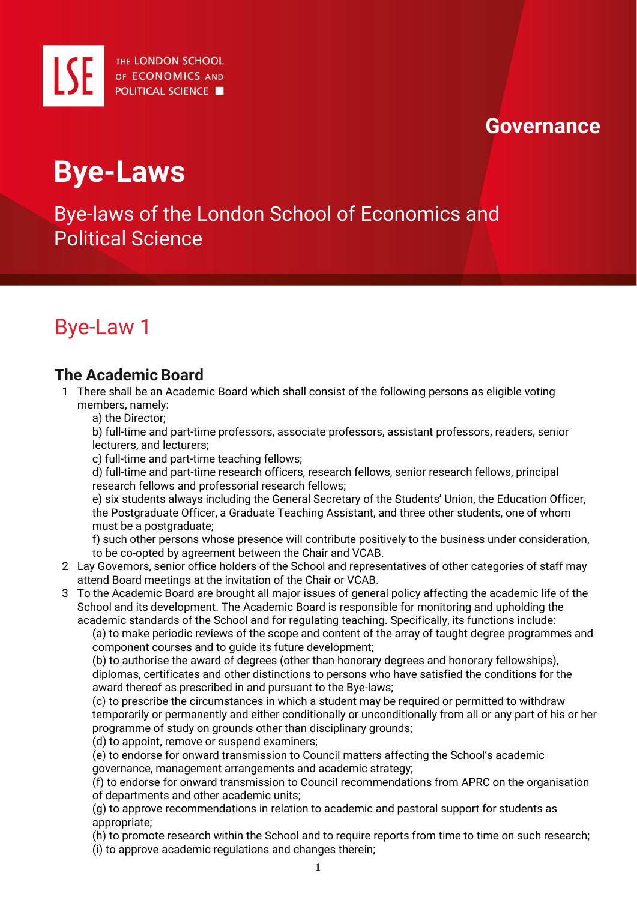THE LONDON SCHOOL OF ECONOMICS AND POLITICAL SCIENCE

Governance

# Bye-Laws

Bye-laws of the London School of Economics and Political Science

## Bye-Law 1

### The Academic Board

1. There shall be an Academic Board which shall consist of the following persons as eligible voting members, namely:
   a) the Director;
   b) full-time and part-time professors, associate professors, assistant professors, readers, senior lecturers, and lecturers;
   c) full-time and part-time teaching fellows;
   d) full-time and part-time research officers, research fellows, senior research fellows, principal research fellows and professorial research fellows;
   e) six students always including the General Secretary of the Students' Union, the Education Officer, the Postgraduate Officer, a Graduate Teaching Assistant, and three other students, one of whom must be a postgraduate;
   f) such other persons whose presence will contribute positively to the business under consideration, to be co-opted by agreement between the Chair and VCAB.
2. Lay Governors, senior office holders of the School and representatives of other categories of staff may attend Board meetings at the invitation of the Chair or VCAB.
3. To the Academic Board are brought all major issues of general policy affecting the academic life of the School and its development. The Academic Board is responsible for monitoring and upholding the academic standards of the School and for regulating teaching. Specifically, its functions include:
   (a) to make periodic reviews of the scope and content of the array of taught degree programmes and component courses and to guide its future development;
   (b) to authorise the award of degrees (other than honorary degrees and honorary fellowships), diplomas, certificates and other distinctions to persons who have satisfied the conditions for the award thereof as prescribed in and pursuant to the Bye-laws;
   (c) to prescribe the circumstances in which a student may be required or permitted to withdraw temporarily or permanently and either conditionally or unconditionally from all or any part of his or her programme of study on grounds other than disciplinary grounds;
   (d) to appoint, remove or suspend examiners;
   (e) to endorse for onward transmission to Council matters affecting the School's academic governance, management arrangements and academic strategy;
   (f) to endorse for onward transmission to Council recommendations from APRC on the organisation of departments and other academic units;
   (g) to approve recommendations in relation to academic and pastoral support for students as appropriate;
   (h) to promote research within the School and to require reports from time to time on such research;
   (i) to approve academic regulations and changes therein;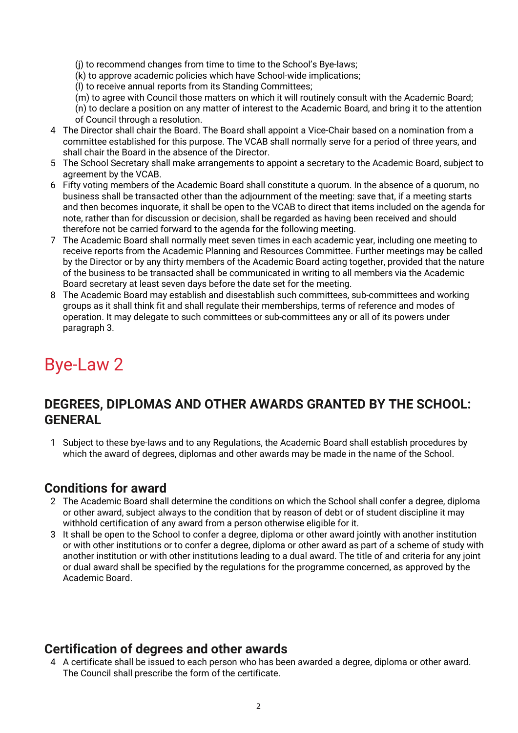(j) to recommend changes from time to time to the School's Bye-laws;
(k) to approve academic policies which have School-wide implications;
(l) to receive annual reports from its Standing Committees;
(m) to agree with Council those matters on which it will routinely consult with the Academic Board;
(n) to declare a position on any matter of interest to the Academic Board, and bring it to the attention of Council through a resolution.

4 The Director shall chair the Board. The Board shall appoint a Vice-Chair based on a nomination from a committee established for this purpose. The VCAB shall normally serve for a period of three years, and shall chair the Board in the absence of the Director.

5 The School Secretary shall make arrangements to appoint a secretary to the Academic Board, subject to agreement by the VCAB.

6 Fifty voting members of the Academic Board shall constitute a quorum. In the absence of a quorum, no business shall be transacted other than the adjournment of the meeting: save that, if a meeting starts and then becomes inquorate, it shall be open to the VCAB to direct that items included on the agenda for note, rather than for discussion or decision, shall be regarded as having been received and should therefore not be carried forward to the agenda for the following meeting.

7 The Academic Board shall normally meet seven times in each academic year, including one meeting to receive reports from the Academic Planning and Resources Committee. Further meetings may be called by the Director or by any thirty members of the Academic Board acting together, provided that the nature of the business to be transacted shall be communicated in writing to all members via the Academic Board secretary at least seven days before the date set for the meeting.

8 The Academic Board may establish and disestablish such committees, sub-committees and working groups as it shall think fit and shall regulate their memberships, terms of reference and modes of operation. It may delegate to such committees or sub-committees any or all of its powers under paragraph 3.

# Bye-Law 2

## DEGREES, DIPLOMAS AND OTHER AWARDS GRANTED BY THE SCHOOL: GENERAL

1 Subject to these bye-laws and to any Regulations, the Academic Board shall establish procedures by which the award of degrees, diplomas and other awards may be made in the name of the School.

### Conditions for award

2 The Academic Board shall determine the conditions on which the School shall confer a degree, diploma or other award, subject always to the condition that by reason of debt or of student discipline it may withhold certification of any award from a person otherwise eligible for it.

3 It shall be open to the School to confer a degree, diploma or other award jointly with another institution or with other institutions or to confer a degree, diploma or other award as part of a scheme of study with another institution or with other institutions leading to a dual award. The title of and criteria for any joint or dual award shall be specified by the regulations for the programme concerned, as approved by the Academic Board.

### Certification of degrees and other awards

4 A certificate shall be issued to each person who has been awarded a degree, diploma or other award. The Council shall prescribe the form of the certificate.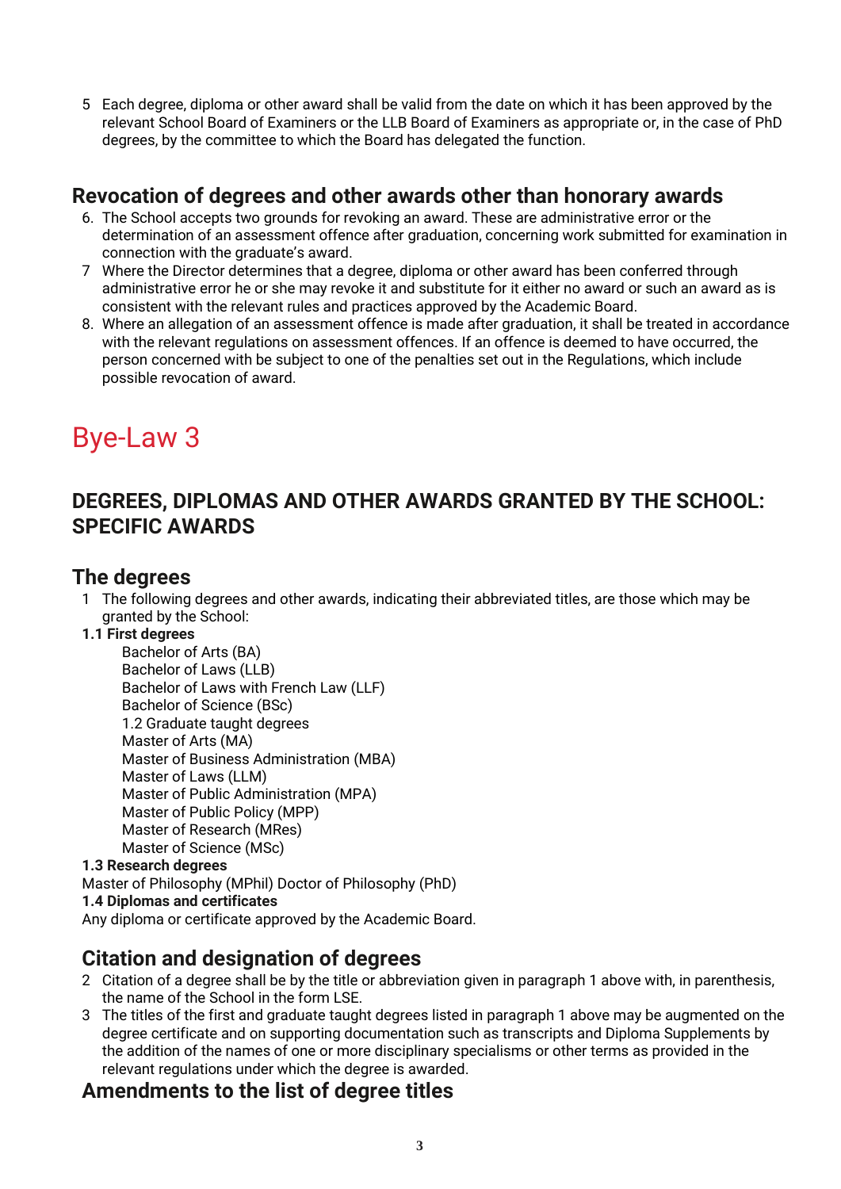5 Each degree, diploma or other award shall be valid from the date on which it has been approved by the relevant School Board of Examiners or the LLB Board of Examiners as appropriate or, in the case of PhD degrees, by the committee to which the Board has delegated the function.

## Revocation of degrees and other awards other than honorary awards

6. The School accepts two grounds for revoking an award. These are administrative error or the determination of an assessment offence after graduation, concerning work submitted for examination in connection with the graduate's award.
7. Where the Director determines that a degree, diploma or other award has been conferred through administrative error he or she may revoke it and substitute for it either no award or such an award as is consistent with the relevant rules and practices approved by the Academic Board.
8. Where an allegation of an assessment offence is made after graduation, it shall be treated in accordance with the relevant regulations on assessment offences. If an offence is deemed to have occurred, the person concerned with be subject to one of the penalties set out in the Regulations, which include possible revocation of award.

# Bye-Law 3

## DEGREES, DIPLOMAS AND OTHER AWARDS GRANTED BY THE SCHOOL: SPECIFIC AWARDS

## The degrees

1 The following degrees and other awards, indicating their abbreviated titles, are those which may be granted by the School:

**1.1 First degrees**

Bachelor of Arts (BA)
Bachelor of Laws (LLB)
Bachelor of Laws with French Law (LLF)
Bachelor of Science (BSc)
1.2 Graduate taught degrees
Master of Arts (MA)
Master of Business Administration (MBA)
Master of Laws (LLM)
Master of Public Administration (MPA)
Master of Public Policy (MPP)
Master of Research (MRes)
Master of Science (MSc)

**1.3 Research degrees**

Master of Philosophy (MPhil) Doctor of Philosophy (PhD)

**1.4 Diplomas and certificates**

Any diploma or certificate approved by the Academic Board.

## Citation and designation of degrees

2 Citation of a degree shall be by the title or abbreviation given in paragraph 1 above with, in parenthesis, the name of the School in the form LSE.

3 The titles of the first and graduate taught degrees listed in paragraph 1 above may be augmented on the degree certificate and on supporting documentation such as transcripts and Diploma Supplements by the addition of the names of one or more disciplinary specialisms or other terms as provided in the relevant regulations under which the degree is awarded.

## Amendments to the list of degree titles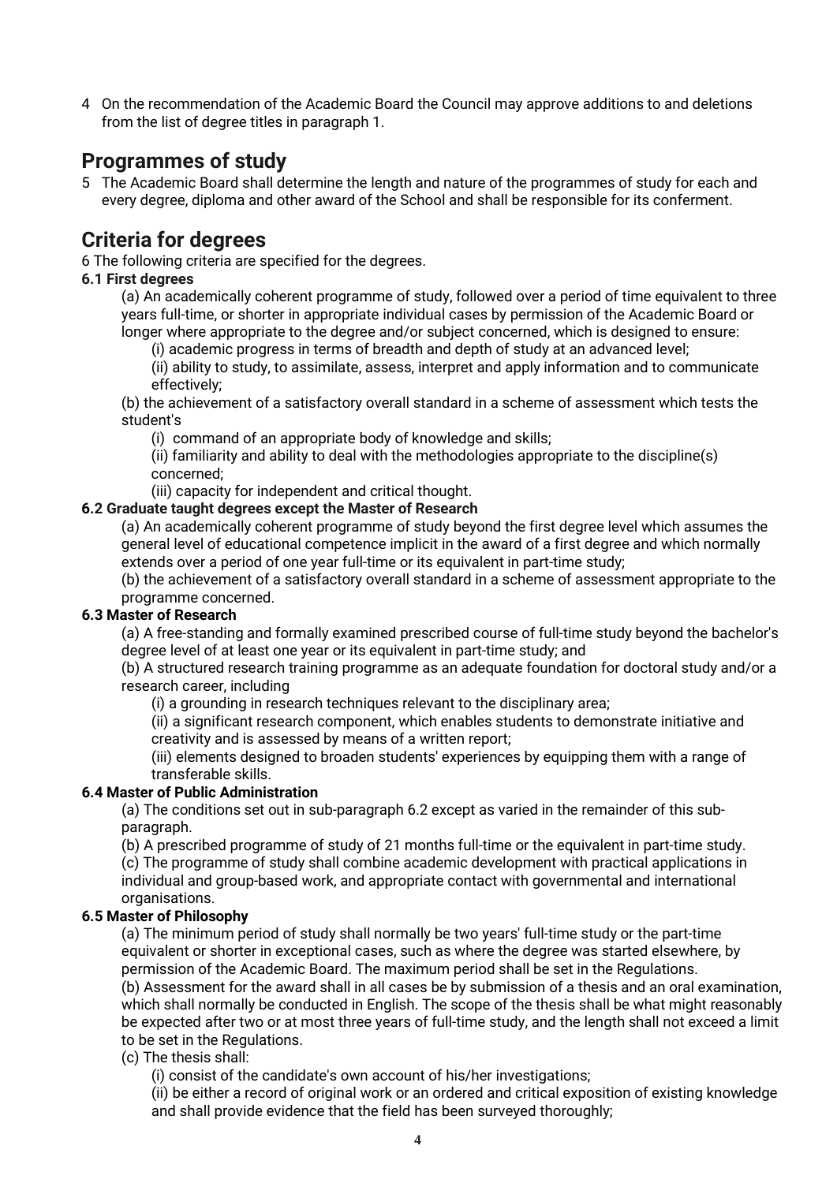4 On the recommendation of the Academic Board the Council may approve additions to and deletions from the list of degree titles in paragraph 1.

## Programmes of study

5 The Academic Board shall determine the length and nature of the programmes of study for each and every degree, diploma and other award of the School and shall be responsible for its conferment.

## Criteria for degrees

6 The following criteria are specified for the degrees.

**6.1 First degrees**

(a) An academically coherent programme of study, followed over a period of time equivalent to three years full-time, or shorter in appropriate individual cases by permission of the Academic Board or longer where appropriate to the degree and/or subject concerned, which is designed to ensure:

(i) academic progress in terms of breadth and depth of study at an advanced level;

(ii) ability to study, to assimilate, assess, interpret and apply information and to communicate effectively;

(b) the achievement of a satisfactory overall standard in a scheme of assessment which tests the student's

(i) command of an appropriate body of knowledge and skills;

(ii) familiarity and ability to deal with the methodologies appropriate to the discipline(s) concerned;

(iii) capacity for independent and critical thought.

**6.2 Graduate taught degrees except the Master of Research**

(a) An academically coherent programme of study beyond the first degree level which assumes the general level of educational competence implicit in the award of a first degree and which normally extends over a period of one year full-time or its equivalent in part-time study;

(b) the achievement of a satisfactory overall standard in a scheme of assessment appropriate to the programme concerned.

**6.3 Master of Research**

(a) A free-standing and formally examined prescribed course of full-time study beyond the bachelor's degree level of at least one year or its equivalent in part-time study; and

(b) A structured research training programme as an adequate foundation for doctoral study and/or a research career, including

(i) a grounding in research techniques relevant to the disciplinary area;

(ii) a significant research component, which enables students to demonstrate initiative and creativity and is assessed by means of a written report;

(iii) elements designed to broaden students' experiences by equipping them with a range of transferable skills.

**6.4 Master of Public Administration**

(a) The conditions set out in sub-paragraph 6.2 except as varied in the remainder of this sub-paragraph.

(b) A prescribed programme of study of 21 months full-time or the equivalent in part-time study.

(c) The programme of study shall combine academic development with practical applications in individual and group-based work, and appropriate contact with governmental and international organisations.

**6.5 Master of Philosophy**

(a) The minimum period of study shall normally be two years' full-time study or the part-time equivalent or shorter in exceptional cases, such as where the degree was started elsewhere, by permission of the Academic Board. The maximum period shall be set in the Regulations.

(b) Assessment for the award shall in all cases be by submission of a thesis and an oral examination, which shall normally be conducted in English. The scope of the thesis shall be what might reasonably be expected after two or at most three years of full-time study, and the length shall not exceed a limit to be set in the Regulations.

(c) The thesis shall:

(i) consist of the candidate's own account of his/her investigations;

(ii) be either a record of original work or an ordered and critical exposition of existing knowledge and shall provide evidence that the field has been surveyed thoroughly;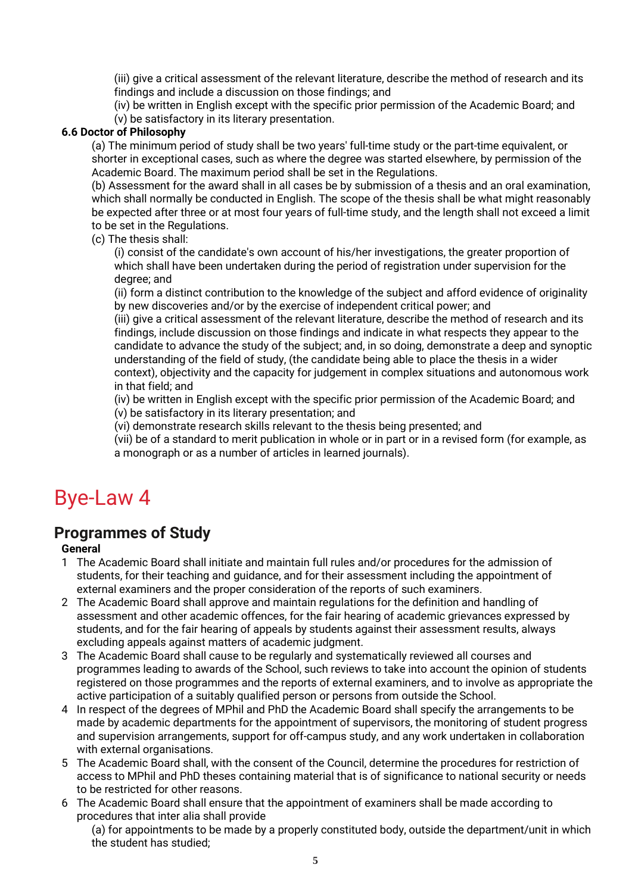(iii) give a critical assessment of the relevant literature, describe the method of research and its findings and include a discussion on those findings; and

(iv) be written in English except with the specific prior permission of the Academic Board; and

(v) be satisfactory in its literary presentation.

**6.6 Doctor of Philosophy**

(a) The minimum period of study shall be two years' full-time study or the part-time equivalent, or shorter in exceptional cases, such as where the degree was started elsewhere, by permission of the Academic Board. The maximum period shall be set in the Regulations.

(b) Assessment for the award shall in all cases be by submission of a thesis and an oral examination, which shall normally be conducted in English. The scope of the thesis shall be what might reasonably be expected after three or at most four years of full-time study, and the length shall not exceed a limit to be set in the Regulations.

(c) The thesis shall:

(i) consist of the candidate's own account of his/her investigations, the greater proportion of which shall have been undertaken during the period of registration under supervision for the degree; and

(ii) form a distinct contribution to the knowledge of the subject and afford evidence of originality by new discoveries and/or by the exercise of independent critical power; and

(iii) give a critical assessment of the relevant literature, describe the method of research and its findings, include discussion on those findings and indicate in what respects they appear to the candidate to advance the study of the subject; and, in so doing, demonstrate a deep and synoptic understanding of the field of study, (the candidate being able to place the thesis in a wider context), objectivity and the capacity for judgement in complex situations and autonomous work in that field; and

(iv) be written in English except with the specific prior permission of the Academic Board; and

(v) be satisfactory in its literary presentation; and

(vi) demonstrate research skills relevant to the thesis being presented; and

(vii) be of a standard to merit publication in whole or in part or in a revised form (for example, as a monograph or as a number of articles in learned journals).

# Bye-Law 4

## Programmes of Study

**General**

1. The Academic Board shall initiate and maintain full rules and/or procedures for the admission of students, for their teaching and guidance, and for their assessment including the appointment of external examiners and the proper consideration of the reports of such examiners.
2. The Academic Board shall approve and maintain regulations for the definition and handling of assessment and other academic offences, for the fair hearing of academic grievances expressed by students, and for the fair hearing of appeals by students against their assessment results, always excluding appeals against matters of academic judgment.
3. The Academic Board shall cause to be regularly and systematically reviewed all courses and programmes leading to awards of the School, such reviews to take into account the opinion of students registered on those programmes and the reports of external examiners, and to involve as appropriate the active participation of a suitably qualified person or persons from outside the School.
4. In respect of the degrees of MPhil and PhD the Academic Board shall specify the arrangements to be made by academic departments for the appointment of supervisors, the monitoring of student progress and supervision arrangements, support for off-campus study, and any work undertaken in collaboration with external organisations.
5. The Academic Board shall, with the consent of the Council, determine the procedures for restriction of access to MPhil and PhD theses containing material that is of significance to national security or needs to be restricted for other reasons.
6. The Academic Board shall ensure that the appointment of examiners shall be made according to procedures that inter alia shall provide

   (a) for appointments to be made by a properly constituted body, outside the department/unit in which the student has studied;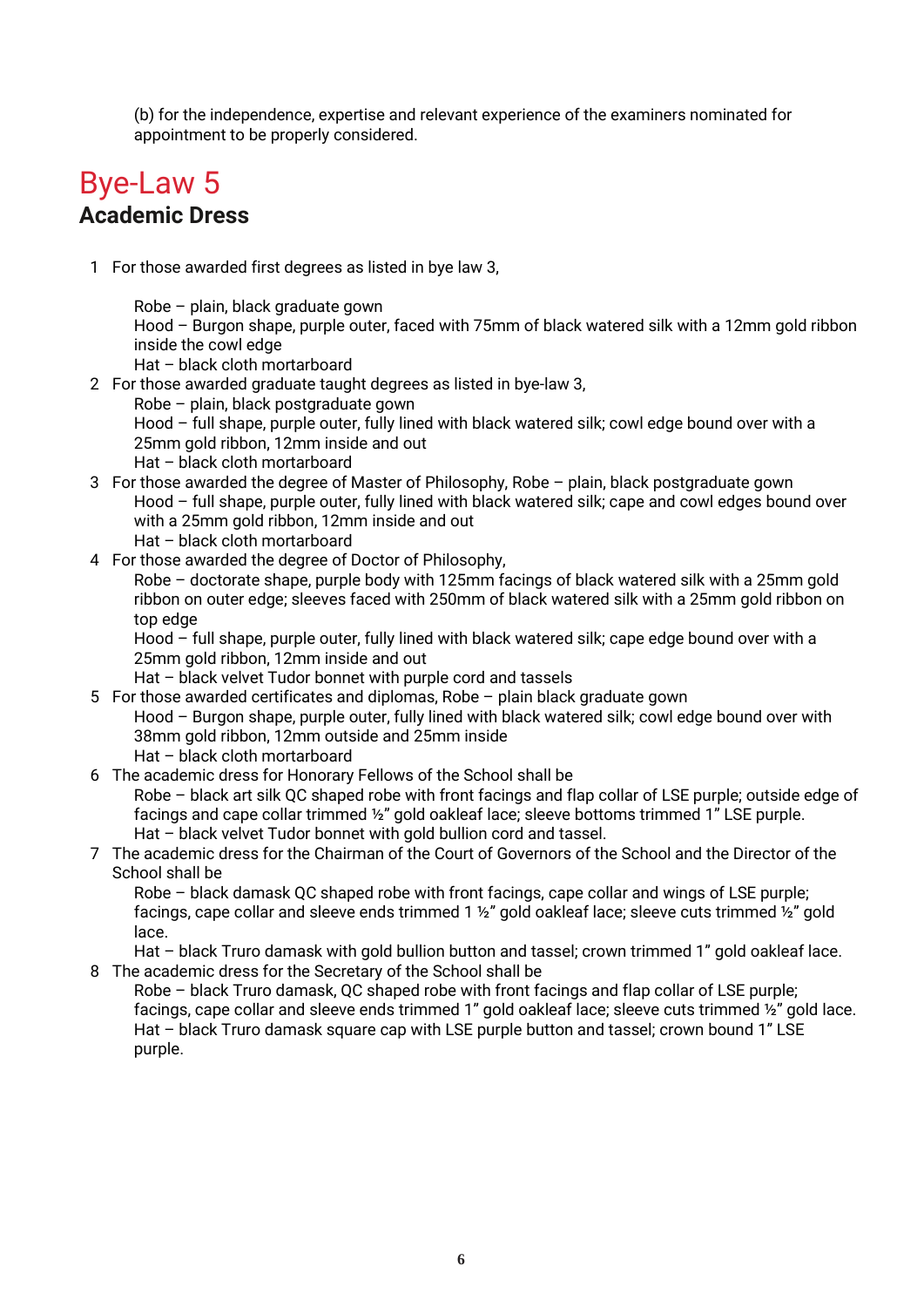(b) for the independence, expertise and relevant experience of the examiners nominated for appointment to be properly considered.

# Bye-Law 5

## Academic Dress

1. For those awarded first degrees as listed in bye law 3,

   Robe – plain, black graduate gown
   Hood – Burgon shape, purple outer, faced with 75mm of black watered silk with a 12mm gold ribbon inside the cowl edge
   Hat – black cloth mortarboard

2. For those awarded graduate taught degrees as listed in bye-law 3,
   Robe – plain, black postgraduate gown
   Hood – full shape, purple outer, fully lined with black watered silk; cowl edge bound over with a 25mm gold ribbon, 12mm inside and out
   Hat – black cloth mortarboard

3. For those awarded the degree of Master of Philosophy, Robe – plain, black postgraduate gown
   Hood – full shape, purple outer, fully lined with black watered silk; cape and cowl edges bound over with a 25mm gold ribbon, 12mm inside and out
   Hat – black cloth mortarboard

4. For those awarded the degree of Doctor of Philosophy,
   Robe – doctorate shape, purple body with 125mm facings of black watered silk with a 25mm gold ribbon on outer edge; sleeves faced with 250mm of black watered silk with a 25mm gold ribbon on top edge
   Hood – full shape, purple outer, fully lined with black watered silk; cape edge bound over with a 25mm gold ribbon, 12mm inside and out
   Hat – black velvet Tudor bonnet with purple cord and tassels

5. For those awarded certificates and diplomas, Robe – plain black graduate gown
   Hood – Burgon shape, purple outer, fully lined with black watered silk; cowl edge bound over with 38mm gold ribbon, 12mm outside and 25mm inside
   Hat – black cloth mortarboard

6. The academic dress for Honorary Fellows of the School shall be
   Robe – black art silk QC shaped robe with front facings and flap collar of LSE purple; outside edge of facings and cape collar trimmed ½" gold oakleaf lace; sleeve bottoms trimmed 1" LSE purple.
   Hat – black velvet Tudor bonnet with gold bullion cord and tassel.

7. The academic dress for the Chairman of the Court of Governors of the School and the Director of the School shall be
   Robe – black damask QC shaped robe with front facings, cape collar and wings of LSE purple; facings, cape collar and sleeve ends trimmed 1 ½" gold oakleaf lace; sleeve cuts trimmed ½" gold lace.
   Hat – black Truro damask with gold bullion button and tassel; crown trimmed 1" gold oakleaf lace.

8. The academic dress for the Secretary of the School shall be
   Robe – black Truro damask, QC shaped robe with front facings and flap collar of LSE purple; facings, cape collar and sleeve ends trimmed 1" gold oakleaf lace; sleeve cuts trimmed ½" gold lace.
   Hat – black Truro damask square cap with LSE purple button and tassel; crown bound 1" LSE purple.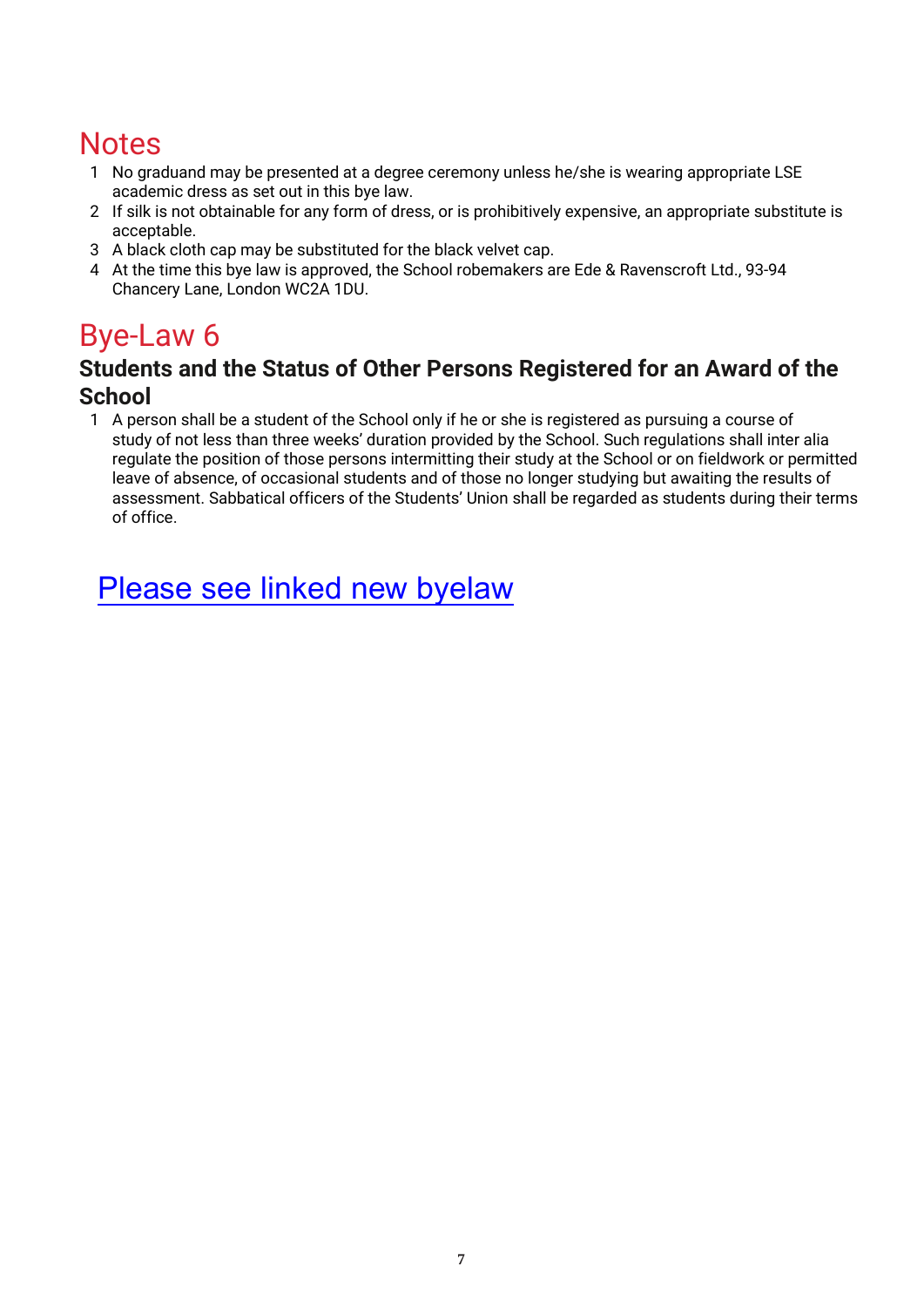# Notes

1. No graduand may be presented at a degree ceremony unless he/she is wearing appropriate LSE academic dress as set out in this bye law.
2. If silk is not obtainable for any form of dress, or is prohibitively expensive, an appropriate substitute is acceptable.
3. A black cloth cap may be substituted for the black velvet cap.
4. At the time this bye law is approved, the School robemakers are Ede & Ravenscroft Ltd., 93-94 Chancery Lane, London WC2A 1DU.

# Bye-Law 6

## Students and the Status of Other Persons Registered for an Award of the School

1. A person shall be a student of the School only if he or she is registered as pursuing a course of study of not less than three weeks' duration provided by the School. Such regulations shall inter alia regulate the position of those persons intermitting their study at the School or on fieldwork or permitted leave of absence, of occasional students and of those no longer studying but awaiting the results of assessment. Sabbatical officers of the Students' Union shall be regarded as students during their terms of office.

Please see linked new byelaw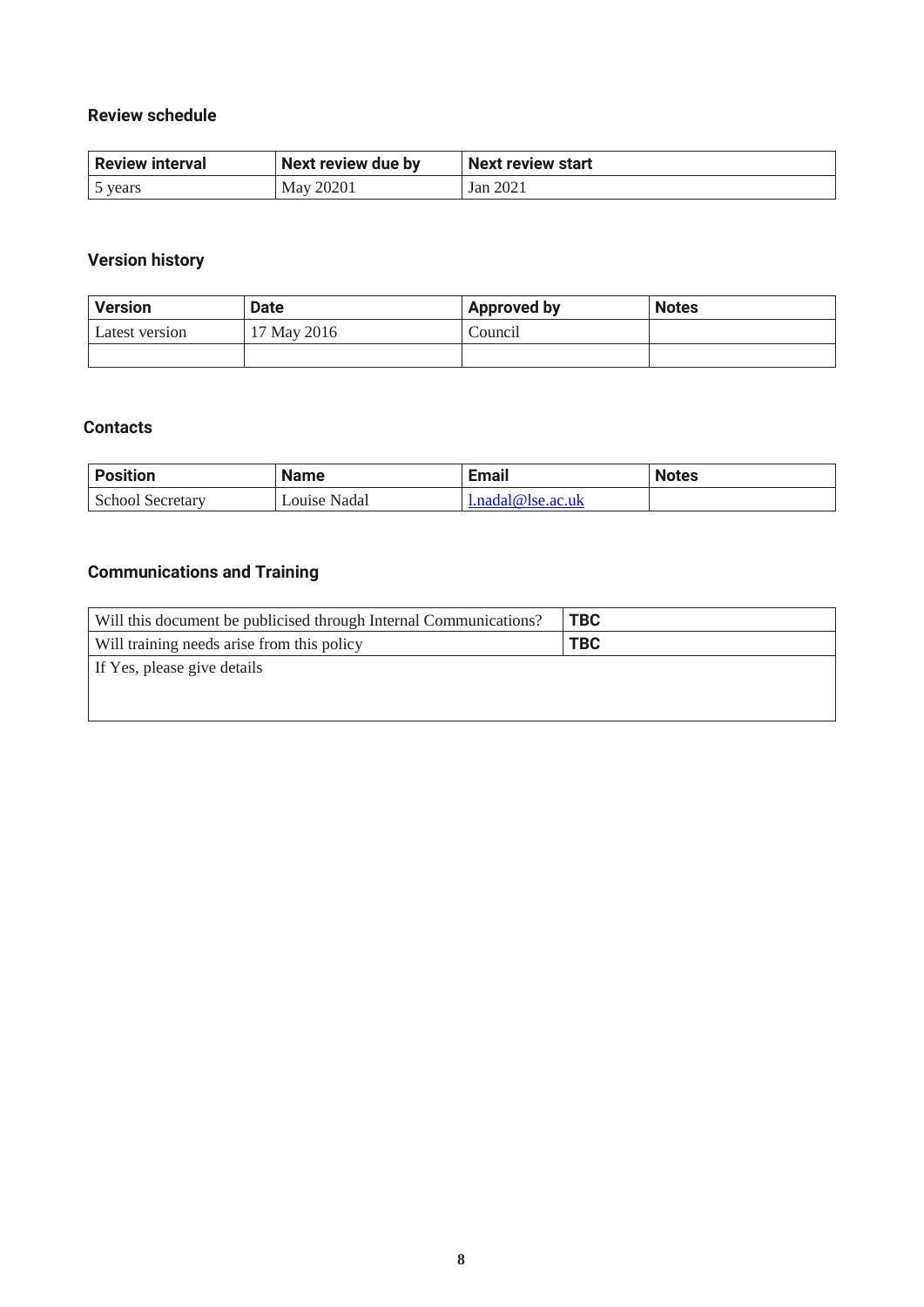### Review schedule

| Review interval | Next review due by | Next review start |
| --- | --- | --- |
| 5 years | May 20201 | Jan 2021 |

### Version history

| Version | Date | Approved by | Notes |
| --- | --- | --- | --- |
| Latest version | 17 May 2016 | Council | |
| | | | |

### Contacts

| Position | Name | Email | Notes |
| --- | --- | --- | --- |
| School Secretary | Louise Nadal | l.nadal@lse.ac.uk | |

### Communications and Training

| | |
| --- | --- |
| Will this document be publicised through Internal Communications? | **TBC** |
| Will training needs arise from this policy | **TBC** |
| If Yes, please give details | |